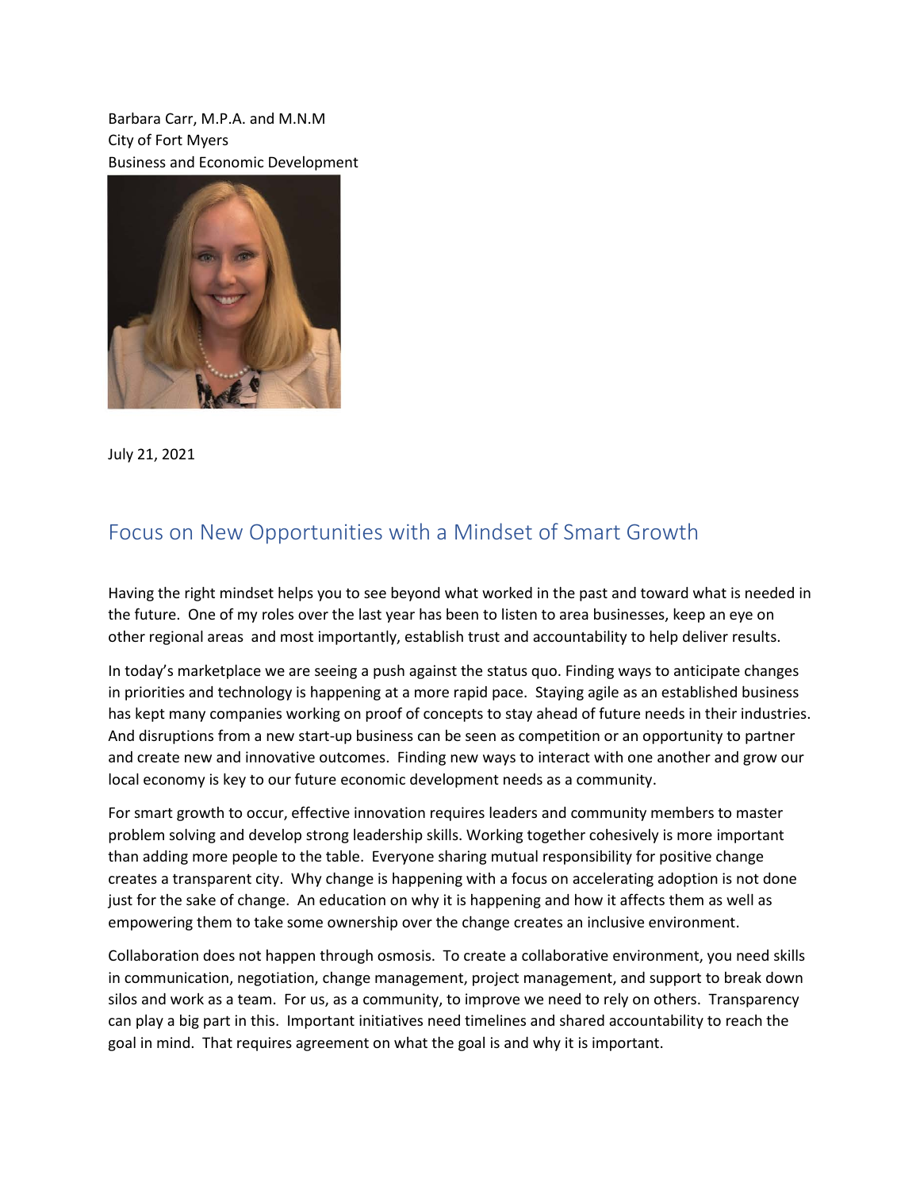Barbara Carr, M.P.A. and M.N.M
City of Fort Myers
Business and Economic Development

July 21, 2021

## Focus on New Opportunities with a Mindset of Smart Growth

Having the right mindset helps you to see beyond what worked in the past and toward what is needed in the future. One of my roles over the last year has been to listen to area businesses, keep an eye on other regional areas and most importantly, establish trust and accountability to help deliver results.

In today's marketplace we are seeing a push against the status quo. Finding ways to anticipate changes in priorities and technology is happening at a more rapid pace. Staying agile as an established business has kept many companies working on proof of concepts to stay ahead of future needs in their industries. And disruptions from a new start-up business can be seen as competition or an opportunity to partner and create new and innovative outcomes. Finding new ways to interact with one another and grow our local economy is key to our future economic development needs as a community.

For smart growth to occur, effective innovation requires leaders and community members to master problem solving and develop strong leadership skills. Working together cohesively is more important than adding more people to the table. Everyone sharing mutual responsibility for positive change creates a transparent city. Why change is happening with a focus on accelerating adoption is not done just for the sake of change. An education on why it is happening and how it affects them as well as empowering them to take some ownership over the change creates an inclusive environment.

Collaboration does not happen through osmosis. To create a collaborative environment, you need skills in communication, negotiation, change management, project management, and support to break down silos and work as a team. For us, as a community, to improve we need to rely on others. Transparency can play a big part in this. Important initiatives need timelines and shared accountability to reach the goal in mind. That requires agreement on what the goal is and why it is important.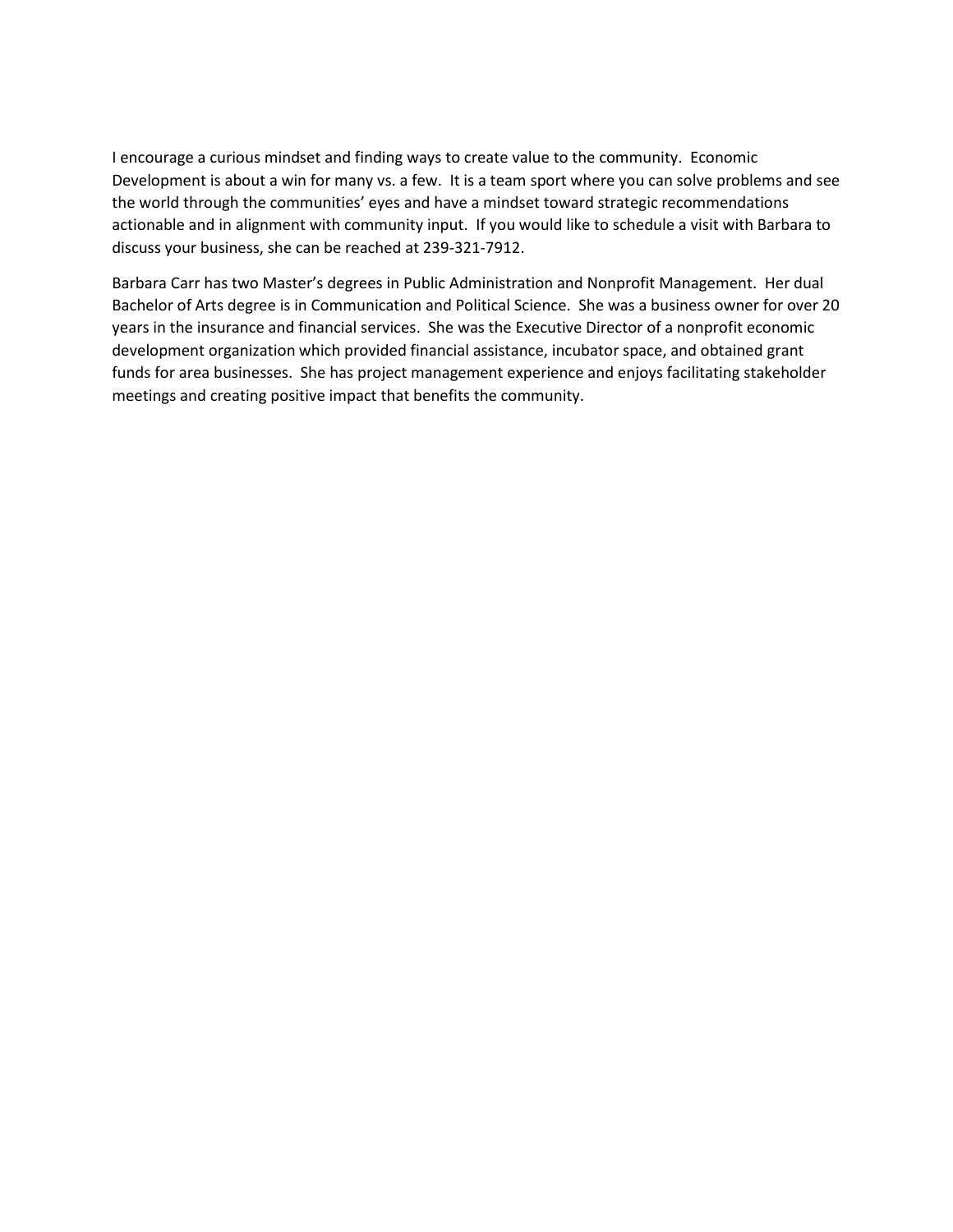I encourage a curious mindset and finding ways to create value to the community. Economic Development is about a win for many vs. a few. It is a team sport where you can solve problems and see the world through the communities' eyes and have a mindset toward strategic recommendations actionable and in alignment with community input. If you would like to schedule a visit with Barbara to discuss your business, she can be reached at 239-321-7912.

Barbara Carr has two Master's degrees in Public Administration and Nonprofit Management. Her dual Bachelor of Arts degree is in Communication and Political Science. She was a business owner for over 20 years in the insurance and financial services. She was the Executive Director of a nonprofit economic development organization which provided financial assistance, incubator space, and obtained grant funds for area businesses. She has project management experience and enjoys facilitating stakeholder meetings and creating positive impact that benefits the community.